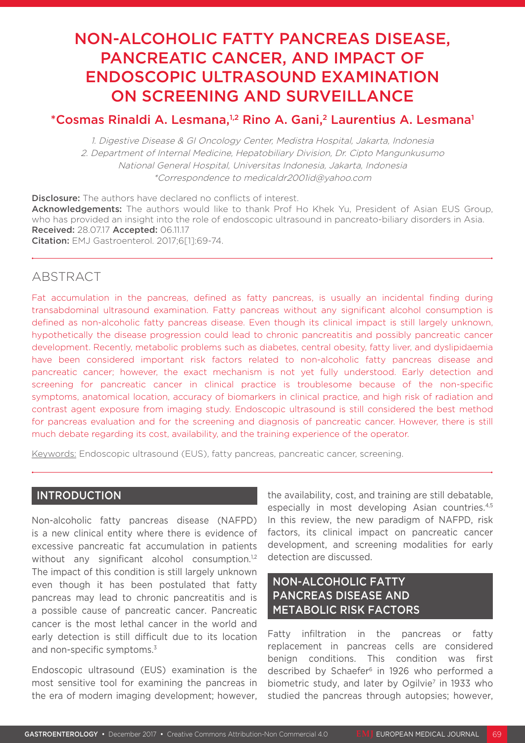# NON-ALCOHOLIC FATTY PANCREAS DISEASE, PANCREATIC CANCER, AND IMPACT OF ENDOSCOPIC ULTRASOUND EXAMINATION ON SCREENING AND SURVEILLANCE

**\*Cosmas Rinaldi A. Lesmana,[1,2] Rino A. Gani,[2] Laurentius A. Lesmana[1]**

*1. Digestive Disease & GI Oncology Center, Medistra Hospital, Jakarta, Indonesia*
*2. Department of Internal Medicine, Hepatobiliary Division, Dr. Cipto Mangunkusumo National General Hospital, Universitas Indonesia, Jakarta, Indonesia*
*\*Correspondence to medicaldr2001id@yahoo.com*

**Disclosure:** The authors have declared no conflicts of interest.
**Acknowledgements:** The authors would like to thank Prof Ho Khek Yu, President of Asian EUS Group, who has provided an insight into the role of endoscopic ultrasound in pancreato-biliary disorders in Asia.
**Received:** 28.07.17 **Accepted:** 06.11.17
**Citation:** EMJ Gastroenterol. 2017;6[1]:69-74.

## ABSTRACT

Fat accumulation in the pancreas, defined as fatty pancreas, is usually an incidental finding during transabdominal ultrasound examination. Fatty pancreas without any significant alcohol consumption is defined as non-alcoholic fatty pancreas disease. Even though its clinical impact is still largely unknown, hypothetically the disease progression could lead to chronic pancreatitis and possibly pancreatic cancer development. Recently, metabolic problems such as diabetes, central obesity, fatty liver, and dyslipidaemia have been considered important risk factors related to non-alcoholic fatty pancreas disease and pancreatic cancer; however, the exact mechanism is not yet fully understood. Early detection and screening for pancreatic cancer in clinical practice is troublesome because of the non-specific symptoms, anatomical location, accuracy of biomarkers in clinical practice, and high risk of radiation and contrast agent exposure from imaging study. Endoscopic ultrasound is still considered the best method for pancreas evaluation and for the screening and diagnosis of pancreatic cancer. However, there is still much debate regarding its cost, availability, and the training experience of the operator.

Keywords: Endoscopic ultrasound (EUS), fatty pancreas, pancreatic cancer, screening.

## INTRODUCTION

Non-alcoholic fatty pancreas disease (NAFPD) is a new clinical entity where there is evidence of excessive pancreatic fat accumulation in patients without any significant alcohol consumption.[1,2] The impact of this condition is still largely unknown even though it has been postulated that fatty pancreas may lead to chronic pancreatitis and is a possible cause of pancreatic cancer. Pancreatic cancer is the most lethal cancer in the world and early detection is still difficult due to its location and non-specific symptoms.[3]

Endoscopic ultrasound (EUS) examination is the most sensitive tool for examining the pancreas in the era of modern imaging development; however, the availability, cost, and training are still debatable, especially in most developing Asian countries.[4,5] In this review, the new paradigm of NAFPD, risk factors, its clinical impact on pancreatic cancer development, and screening modalities for early detection are discussed.

## NON-ALCOHOLIC FATTY PANCREAS DISEASE AND METABOLIC RISK FACTORS

Fatty infiltration in the pancreas or fatty replacement in pancreas cells are considered benign conditions. This condition was first described by Schaefer[6] in 1926 who performed a biometric study, and later by Ogilvie[7] in 1933 who studied the pancreas through autopsies; however,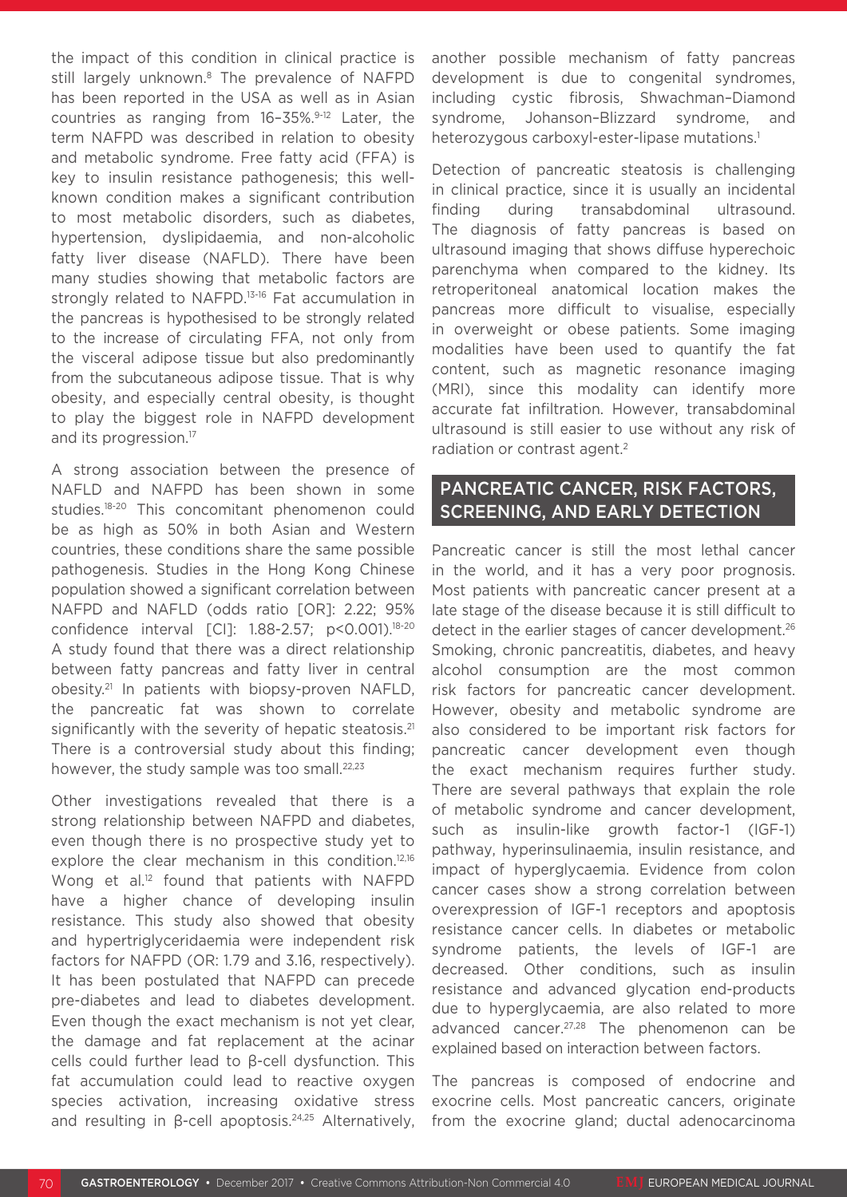the impact of this condition in clinical practice is still largely unknown.[8] The prevalence of NAFPD has been reported in the USA as well as in Asian countries as ranging from 16–35%.[9-12] Later, the term NAFPD was described in relation to obesity and metabolic syndrome. Free fatty acid (FFA) is key to insulin resistance pathogenesis; this well-known condition makes a significant contribution to most metabolic disorders, such as diabetes, hypertension, dyslipidaemia, and non-alcoholic fatty liver disease (NAFLD). There have been many studies showing that metabolic factors are strongly related to NAFPD.[13-16] Fat accumulation in the pancreas is hypothesised to be strongly related to the increase of circulating FFA, not only from the visceral adipose tissue but also predominantly from the subcutaneous adipose tissue. That is why obesity, and especially central obesity, is thought to play the biggest role in NAFPD development and its progression.[17]

A strong association between the presence of NAFLD and NAFPD has been shown in some studies.[18-20] This concomitant phenomenon could be as high as 50% in both Asian and Western countries, these conditions share the same possible pathogenesis. Studies in the Hong Kong Chinese population showed a significant correlation between NAFPD and NAFLD (odds ratio [OR]: 2.22; 95% confidence interval [CI]: 1.88-2.57; $p<0.001$).[18-20] A study found that there was a direct relationship between fatty pancreas and fatty liver in central obesity.[21] In patients with biopsy-proven NAFLD, the pancreatic fat was shown to correlate significantly with the severity of hepatic steatosis.[21] There is a controversial study about this finding; however, the study sample was too small.[22,23]

Other investigations revealed that there is a strong relationship between NAFPD and diabetes, even though there is no prospective study yet to explore the clear mechanism in this condition.[12,16] Wong et al.[12] found that patients with NAFPD have a higher chance of developing insulin resistance. This study also showed that obesity and hypertriglyceridaemia were independent risk factors for NAFPD (OR: 1.79 and 3.16, respectively). It has been postulated that NAFPD can precede pre-diabetes and lead to diabetes development. Even though the exact mechanism is not yet clear, the damage and fat replacement at the acinar cells could further lead to β-cell dysfunction. This fat accumulation could lead to reactive oxygen species activation, increasing oxidative stress and resulting in β-cell apoptosis.[24,25] Alternatively, another possible mechanism of fatty pancreas development is due to congenital syndromes, including cystic fibrosis, Shwachman–Diamond syndrome, Johanson–Blizzard syndrome, and heterozygous carboxyl-ester-lipase mutations.[1]

Detection of pancreatic steatosis is challenging in clinical practice, since it is usually an incidental finding during transabdominal ultrasound. The diagnosis of fatty pancreas is based on ultrasound imaging that shows diffuse hyperechoic parenchyma when compared to the kidney. Its retroperitoneal anatomical location makes the pancreas more difficult to visualise, especially in overweight or obese patients. Some imaging modalities have been used to quantify the fat content, such as magnetic resonance imaging (MRI), since this modality can identify more accurate fat infiltration. However, transabdominal ultrasound is still easier to use without any risk of radiation or contrast agent.[2]

## PANCREATIC CANCER, RISK FACTORS, SCREENING, AND EARLY DETECTION

Pancreatic cancer is still the most lethal cancer in the world, and it has a very poor prognosis. Most patients with pancreatic cancer present at a late stage of the disease because it is still difficult to detect in the earlier stages of cancer development.[26] Smoking, chronic pancreatitis, diabetes, and heavy alcohol consumption are the most common risk factors for pancreatic cancer development. However, obesity and metabolic syndrome are also considered to be important risk factors for pancreatic cancer development even though the exact mechanism requires further study. There are several pathways that explain the role of metabolic syndrome and cancer development, such as insulin-like growth factor-1 (IGF-1) pathway, hyperinsulinaemia, insulin resistance, and impact of hyperglycaemia. Evidence from colon cancer cases show a strong correlation between overexpression of IGF-1 receptors and apoptosis resistance cancer cells. In diabetes or metabolic syndrome patients, the levels of IGF-1 are decreased. Other conditions, such as insulin resistance and advanced glycation end-products due to hyperglycaemia, are also related to more advanced cancer.[27,28] The phenomenon can be explained based on interaction between factors.

The pancreas is composed of endocrine and exocrine cells. Most pancreatic cancers, originate from the exocrine gland; ductal adenocarcinoma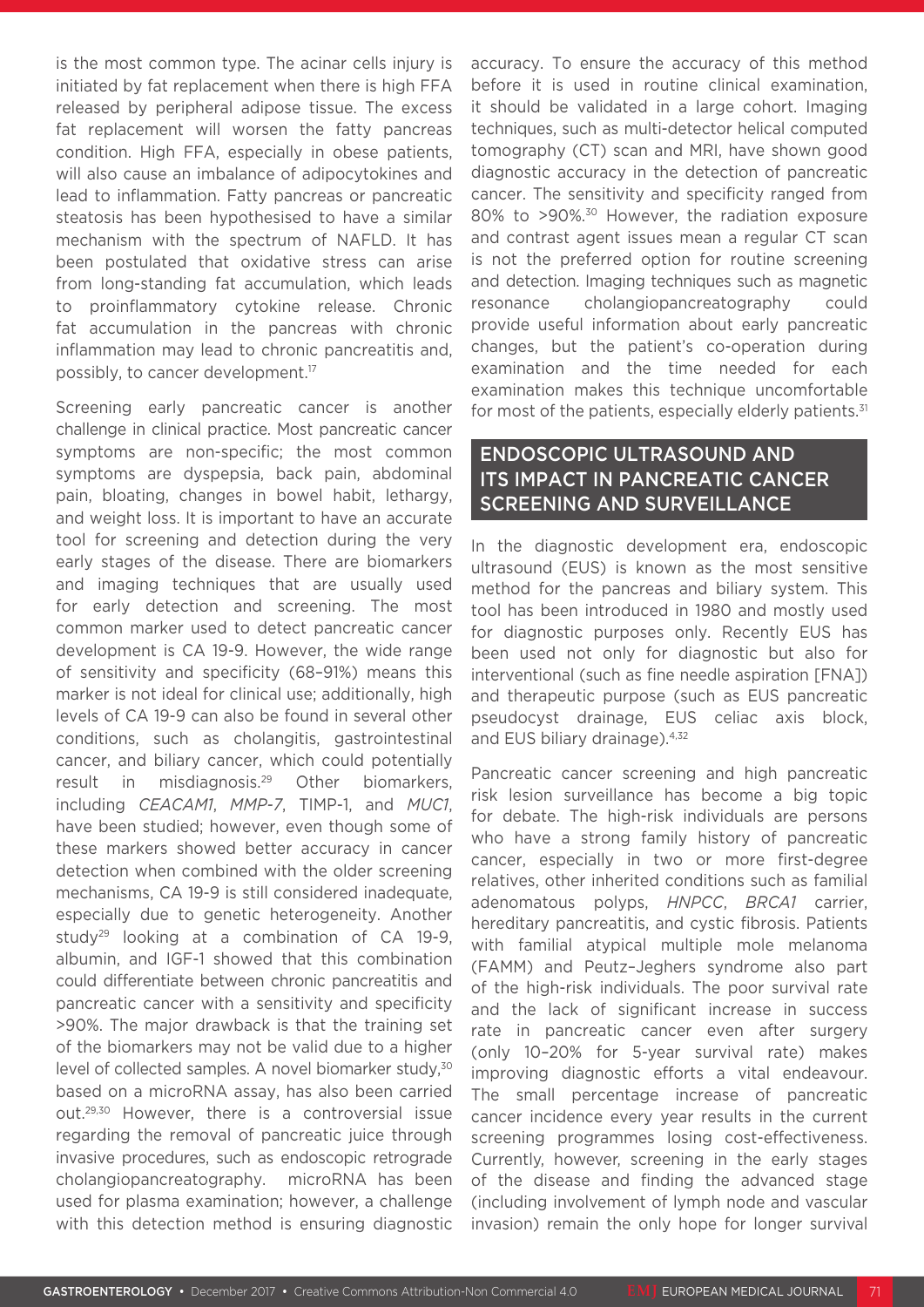is the most common type. The acinar cells injury is initiated by fat replacement when there is high FFA released by peripheral adipose tissue. The excess fat replacement will worsen the fatty pancreas condition. High FFA, especially in obese patients, will also cause an imbalance of adipocytokines and lead to inflammation. Fatty pancreas or pancreatic steatosis has been hypothesised to have a similar mechanism with the spectrum of NAFLD. It has been postulated that oxidative stress can arise from long-standing fat accumulation, which leads to proinflammatory cytokine release. Chronic fat accumulation in the pancreas with chronic inflammation may lead to chronic pancreatitis and, possibly, to cancer development.[17]

Screening early pancreatic cancer is another challenge in clinical practice. Most pancreatic cancer symptoms are non-specific; the most common symptoms are dyspepsia, back pain, abdominal pain, bloating, changes in bowel habit, lethargy, and weight loss. It is important to have an accurate tool for screening and detection during the very early stages of the disease. There are biomarkers and imaging techniques that are usually used for early detection and screening. The most common marker used to detect pancreatic cancer development is CA 19-9. However, the wide range of sensitivity and specificity (68–91%) means this marker is not ideal for clinical use; additionally, high levels of CA 19-9 can also be found in several other conditions, such as cholangitis, gastrointestinal cancer, and biliary cancer, which could potentially result in misdiagnosis.[29] Other biomarkers, including *CEACAM1*, *MMP-7*, TIMP-1, and *MUC1*, have been studied; however, even though some of these markers showed better accuracy in cancer detection when combined with the older screening mechanisms, CA 19-9 is still considered inadequate, especially due to genetic heterogeneity. Another study[29] looking at a combination of CA 19-9, albumin, and IGF-1 showed that this combination could differentiate between chronic pancreatitis and pancreatic cancer with a sensitivity and specificity >90%. The major drawback is that the training set of the biomarkers may not be valid due to a higher level of collected samples. A novel biomarker study,[30] based on a microRNA assay, has also been carried out.[29,30] However, there is a controversial issue regarding the removal of pancreatic juice through invasive procedures, such as endoscopic retrograde cholangiopancreatography. microRNA has been used for plasma examination; however, a challenge with this detection method is ensuring diagnostic accuracy. To ensure the accuracy of this method before it is used in routine clinical examination, it should be validated in a large cohort. Imaging techniques, such as multi-detector helical computed tomography (CT) scan and MRI, have shown good diagnostic accuracy in the detection of pancreatic cancer. The sensitivity and specificity ranged from 80% to >90%.[30] However, the radiation exposure and contrast agent issues mean a regular CT scan is not the preferred option for routine screening and detection. Imaging techniques such as magnetic resonance cholangiopancreatography could provide useful information about early pancreatic changes, but the patient's co-operation during examination and the time needed for each examination makes this technique uncomfortable for most of the patients, especially elderly patients.[31]

## ENDOSCOPIC ULTRASOUND AND ITS IMPACT IN PANCREATIC CANCER SCREENING AND SURVEILLANCE

In the diagnostic development era, endoscopic ultrasound (EUS) is known as the most sensitive method for the pancreas and biliary system. This tool has been introduced in 1980 and mostly used for diagnostic purposes only. Recently EUS has been used not only for diagnostic but also for interventional (such as fine needle aspiration [FNA]) and therapeutic purpose (such as EUS pancreatic pseudocyst drainage, EUS celiac axis block, and EUS biliary drainage).[4,32]

Pancreatic cancer screening and high pancreatic risk lesion surveillance has become a big topic for debate. The high-risk individuals are persons who have a strong family history of pancreatic cancer, especially in two or more first-degree relatives, other inherited conditions such as familial adenomatous polyps, *HNPCC*, *BRCA1* carrier, hereditary pancreatitis, and cystic fibrosis. Patients with familial atypical multiple mole melanoma (FAMM) and Peutz–Jeghers syndrome also part of the high-risk individuals. The poor survival rate and the lack of significant increase in success rate in pancreatic cancer even after surgery (only 10–20% for 5-year survival rate) makes improving diagnostic efforts a vital endeavour. The small percentage increase of pancreatic cancer incidence every year results in the current screening programmes losing cost-effectiveness. Currently, however, screening in the early stages of the disease and finding the advanced stage (including involvement of lymph node and vascular invasion) remain the only hope for longer survival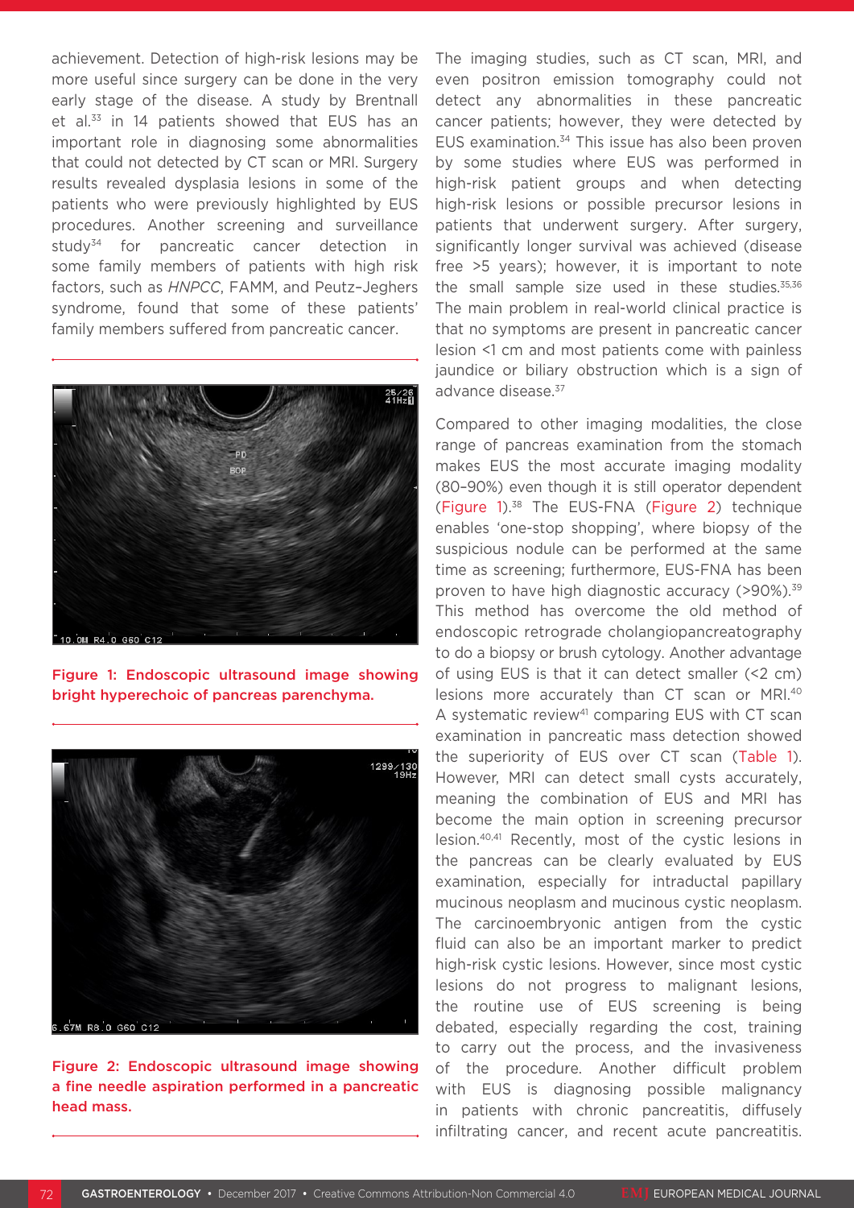achievement. Detection of high-risk lesions may be more useful since surgery can be done in the very early stage of the disease. A study by Brentnall et al.[33] in 14 patients showed that EUS has an important role in diagnosing some abnormalities that could not detected by CT scan or MRI. Surgery results revealed dysplasia lesions in some of the patients who were previously highlighted by EUS procedures. Another screening and surveillance study[34] for pancreatic cancer detection in some family members of patients with high risk factors, such as *HNPCC*, FAMM, and Peutz–Jeghers syndrome, found that some of these patients' family members suffered from pancreatic cancer.

Figure 1: Endoscopic ultrasound image showing bright hyperechoic of pancreas parenchyma.

Figure 2: Endoscopic ultrasound image showing a fine needle aspiration performed in a pancreatic head mass.

The imaging studies, such as CT scan, MRI, and even positron emission tomography could not detect any abnormalities in these pancreatic cancer patients; however, they were detected by EUS examination.[34] This issue has also been proven by some studies where EUS was performed in high-risk patient groups and when detecting high-risk lesions or possible precursor lesions in patients that underwent surgery. After surgery, significantly longer survival was achieved (disease free >5 years); however, it is important to note the small sample size used in these studies.[35,36] The main problem in real-world clinical practice is that no symptoms are present in pancreatic cancer lesion <1 cm and most patients come with painless jaundice or biliary obstruction which is a sign of advance disease.[37]

Compared to other imaging modalities, the close range of pancreas examination from the stomach makes EUS the most accurate imaging modality (80–90%) even though it is still operator dependent (Figure 1).[38] The EUS-FNA (Figure 2) technique enables 'one-stop shopping', where biopsy of the suspicious nodule can be performed at the same time as screening; furthermore, EUS-FNA has been proven to have high diagnostic accuracy (>90%).[39] This method has overcome the old method of endoscopic retrograde cholangiopancreatography to do a biopsy or brush cytology. Another advantage of using EUS is that it can detect smaller (<2 cm) lesions more accurately than CT scan or MRI.[40] A systematic review[41] comparing EUS with CT scan examination in pancreatic mass detection showed the superiority of EUS over CT scan (Table 1). However, MRI can detect small cysts accurately, meaning the combination of EUS and MRI has become the main option in screening precursor lesion.[40,41] Recently, most of the cystic lesions in the pancreas can be clearly evaluated by EUS examination, especially for intraductal papillary mucinous neoplasm and mucinous cystic neoplasm. The carcinoembryonic antigen from the cystic fluid can also be an important marker to predict high-risk cystic lesions. However, since most cystic lesions do not progress to malignant lesions, the routine use of EUS screening is being debated, especially regarding the cost, training to carry out the process, and the invasiveness of the procedure. Another difficult problem with EUS is diagnosing possible malignancy in patients with chronic pancreatitis, diffusely infiltrating cancer, and recent acute pancreatitis.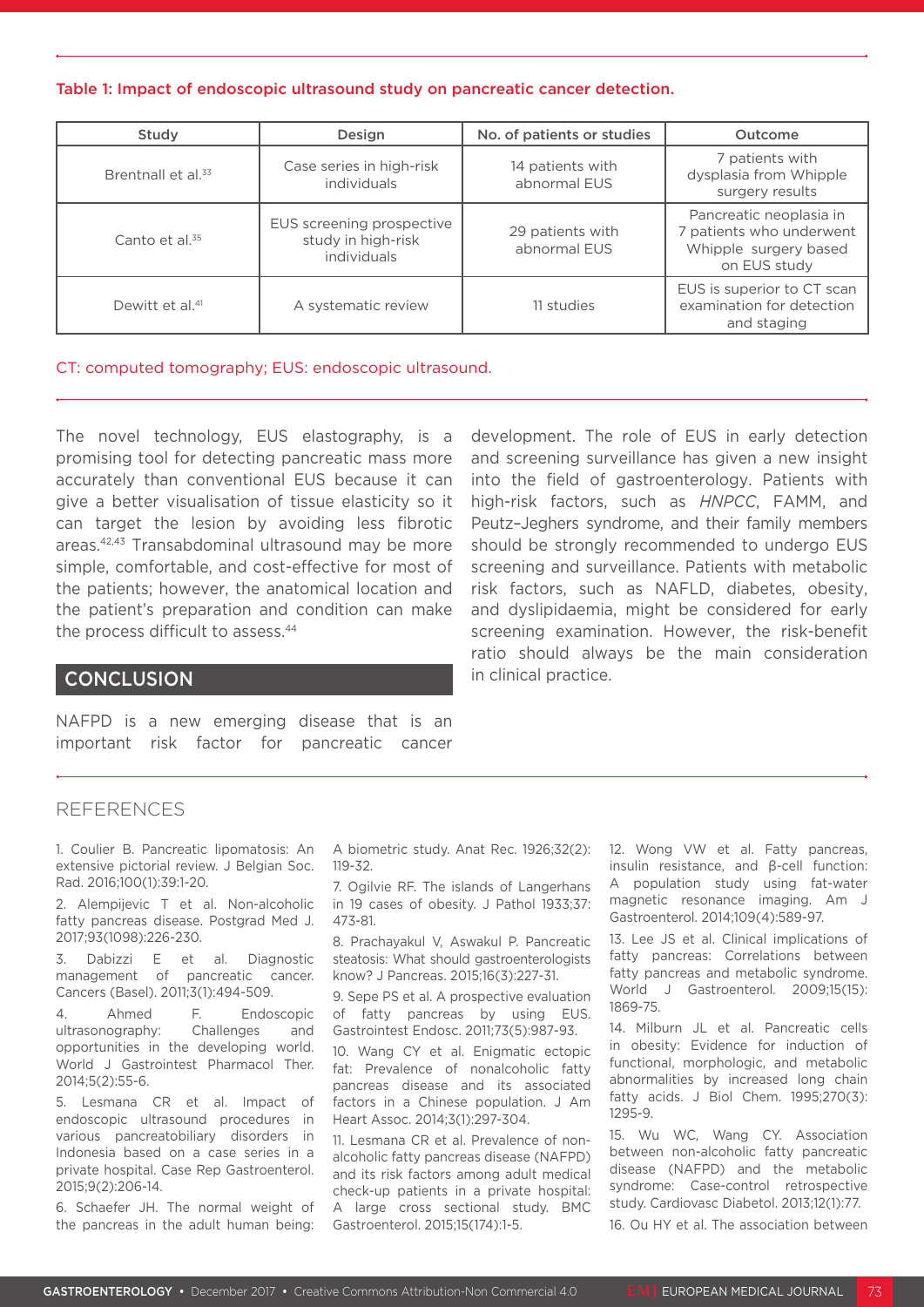Table 1: Impact of endoscopic ultrasound study on pancreatic cancer detection.

| Study | Design | No. of patients or studies | Outcome |
|---|---|---|---|
| Brentnall et al.[33] | Case series in high-risk individuals | 14 patients with abnormal EUS | 7 patients with dysplasia from Whipple surgery results |
| Canto et al.[35] | EUS screening prospective study in high-risk individuals | 29 patients with abnormal EUS | Pancreatic neoplasia in 7 patients who underwent Whipple surgery based on EUS study |
| Dewitt et al.[41] | A systematic review | 11 studies | EUS is superior to CT scan examination for detection and staging |

CT: computed tomography; EUS: endoscopic ultrasound.

The novel technology, EUS elastography, is a promising tool for detecting pancreatic mass more accurately than conventional EUS because it can give a better visualisation of tissue elasticity so it can target the lesion by avoiding less fibrotic areas.[42,43] Transabdominal ultrasound may be more simple, comfortable, and cost-effective for most of the patients; however, the anatomical location and the patient's preparation and condition can make the process difficult to assess.[44]

## CONCLUSION

NAFPD is a new emerging disease that is an important risk factor for pancreatic cancer development. The role of EUS in early detection and screening surveillance has given a new insight into the field of gastroenterology. Patients with high-risk factors, such as *HNPCC*, FAMM, and Peutz–Jeghers syndrome, and their family members should be strongly recommended to undergo EUS screening and surveillance. Patients with metabolic risk factors, such as NAFLD, diabetes, obesity, and dyslipidaemia, might be considered for early screening examination. However, the risk-benefit ratio should always be the main consideration in clinical practice.

## REFERENCES

1. Coulier B. Pancreatic lipomatosis: An extensive pictorial review. J Belgian Soc. Rad. 2016;100(1):39:1-20.
2. Alempijevic T et al. Non-alcoholic fatty pancreas disease. Postgrad Med J. 2017;93(1098):226-230.
3. Dabizzi E et al. Diagnostic management of pancreatic cancer. Cancers (Basel). 2011;3(1):494-509.
4. Ahmed F. Endoscopic ultrasonography: Challenges and opportunities in the developing world. World J Gastrointest Pharmacol Ther. 2014;5(2):55-6.
5. Lesmana CR et al. Impact of endoscopic ultrasound procedures in various pancreatobiliary disorders in Indonesia based on a case series in a private hospital. Case Rep Gastroenterol. 2015;9(2):206-14.
6. Schaefer JH. The normal weight of the pancreas in the adult human being: A biometric study. Anat Rec. 1926;32(2): 119-32.
7. Ogilvie RF. The islands of Langerhans in 19 cases of obesity. J Pathol 1933;37: 473-81.
8. Prachayakul V, Aswakul P. Pancreatic steatosis: What should gastroenterologists know? J Pancreas. 2015;16(3):227-31.
9. Sepe PS et al. A prospective evaluation of fatty pancreas by using EUS. Gastrointest Endosc. 2011;73(5):987-93.
10. Wang CY et al. Enigmatic ectopic fat: Prevalence of nonalcoholic fatty pancreas disease and its associated factors in a Chinese population. J Am Heart Assoc. 2014;3(1):297-304.
11. Lesmana CR et al. Prevalence of non-alcoholic fatty pancreas disease (NAFPD) and its risk factors among adult medical check-up patients in a private hospital: A large cross sectional study. BMC Gastroenterol. 2015;15(174):1-5.
12. Wong VW et al. Fatty pancreas, insulin resistance, and β-cell function: A population study using fat-water magnetic resonance imaging. Am J Gastroenterol. 2014;109(4):589-97.
13. Lee JS et al. Clinical implications of fatty pancreas: Correlations between fatty pancreas and metabolic syndrome. World J Gastroenterol. 2009;15(15): 1869-75.
14. Milburn JL et al. Pancreatic cells in obesity: Evidence for induction of functional, morphologic, and metabolic abnormalities by increased long chain fatty acids. J Biol Chem. 1995;270(3): 1295-9.
15. Wu WC, Wang CY. Association between non-alcoholic fatty pancreatic disease (NAFPD) and the metabolic syndrome: Case-control retrospective study. Cardiovasc Diabetol. 2013;12(1):77.
16. Ou HY et al. The association between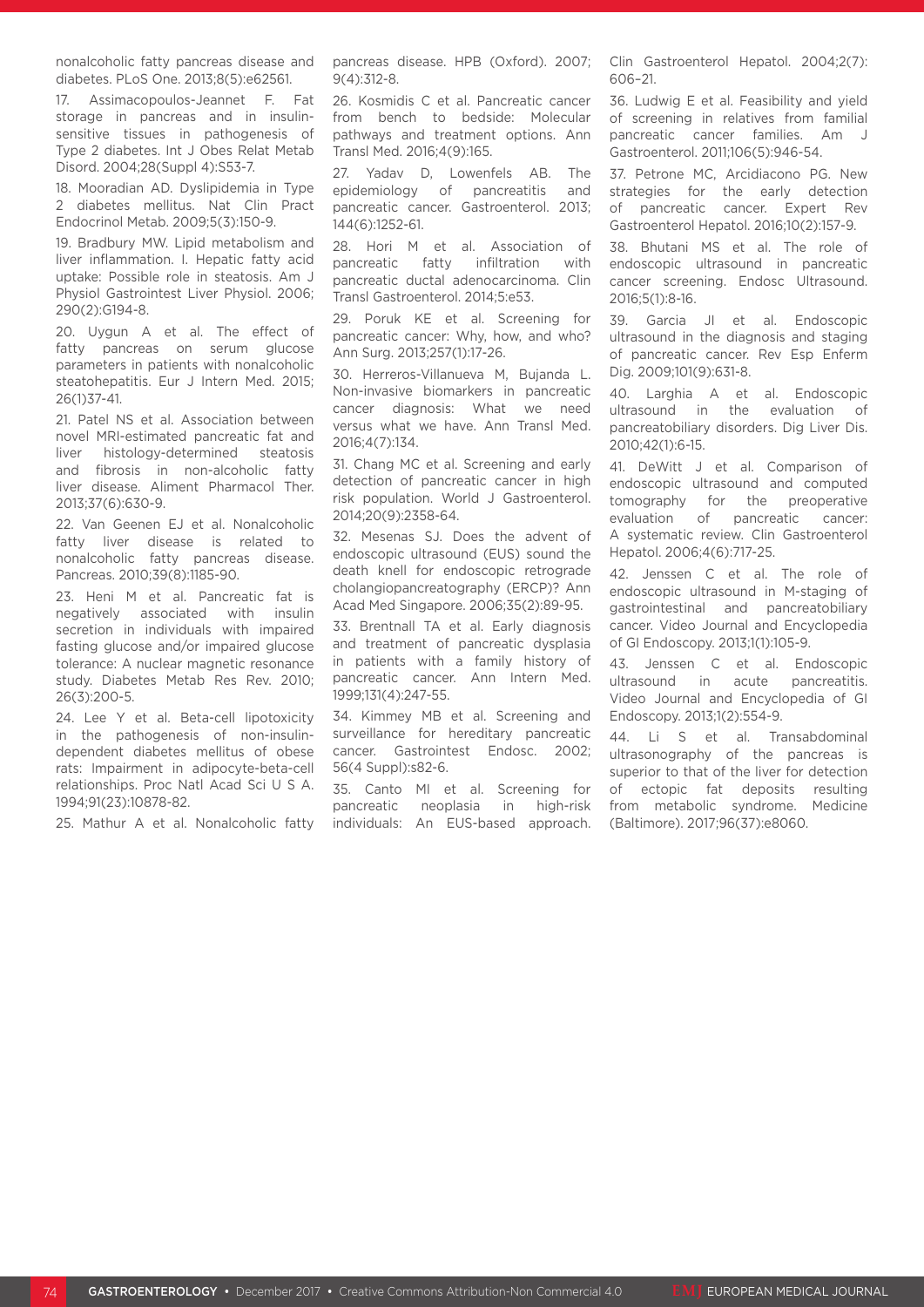nonalcoholic fatty pancreas disease and diabetes. PLoS One. 2013;8(5):e62561.

17. Assimacopoulos-Jeannet F. Fat storage in pancreas and in insulin-sensitive tissues in pathogenesis of Type 2 diabetes. Int J Obes Relat Metab Disord. 2004;28(Suppl 4):S53-7.

18. Mooradian AD. Dyslipidemia in Type 2 diabetes mellitus. Nat Clin Pract Endocrinol Metab. 2009;5(3):150-9.

19. Bradbury MW. Lipid metabolism and liver inflammation. I. Hepatic fatty acid uptake: Possible role in steatosis. Am J Physiol Gastrointest Liver Physiol. 2006; 290(2):G194-8.

20. Uygun A et al. The effect of fatty pancreas on serum glucose parameters in patients with nonalcoholic steatohepatitis. Eur J Intern Med. 2015; 26(1)37-41.

21. Patel NS et al. Association between novel MRI-estimated pancreatic fat and liver histology-determined steatosis and fibrosis in non-alcoholic fatty liver disease. Aliment Pharmacol Ther. 2013;37(6):630-9.

22. Van Geenen EJ et al. Nonalcoholic fatty liver disease is related to nonalcoholic fatty pancreas disease. Pancreas. 2010;39(8):1185-90.

23. Heni M et al. Pancreatic fat is negatively associated with insulin secretion in individuals with impaired fasting glucose and/or impaired glucose tolerance: A nuclear magnetic resonance study. Diabetes Metab Res Rev. 2010; 26(3):200-5.

24. Lee Y et al. Beta-cell lipotoxicity in the pathogenesis of non-insulin-dependent diabetes mellitus of obese rats: Impairment in adipocyte-beta-cell relationships. Proc Natl Acad Sci U S A. 1994;91(23):10878-82.

25. Mathur A et al. Nonalcoholic fatty pancreas disease. HPB (Oxford). 2007; 9(4):312-8.

26. Kosmidis C et al. Pancreatic cancer from bench to bedside: Molecular pathways and treatment options. Ann Transl Med. 2016;4(9):165.

27. Yadav D, Lowenfels AB. The epidemiology of pancreatitis and pancreatic cancer. Gastroenterol. 2013; 144(6):1252-61.

28. Hori M et al. Association of pancreatic fatty infiltration with pancreatic ductal adenocarcinoma. Clin Transl Gastroenterol. 2014;5:e53.

29. Poruk KE et al. Screening for pancreatic cancer: Why, how, and who? Ann Surg. 2013;257(1):17-26.

30. Herreros-Villanueva M, Bujanda L. Non-invasive biomarkers in pancreatic cancer diagnosis: What we need versus what we have. Ann Transl Med. 2016;4(7):134.

31. Chang MC et al. Screening and early detection of pancreatic cancer in high risk population. World J Gastroenterol. 2014;20(9):2358-64.

32. Mesenas SJ. Does the advent of endoscopic ultrasound (EUS) sound the death knell for endoscopic retrograde cholangiopancreatography (ERCP)? Ann Acad Med Singapore. 2006;35(2):89-95.

33. Brentnall TA et al. Early diagnosis and treatment of pancreatic dysplasia in patients with a family history of pancreatic cancer. Ann Intern Med. 1999;131(4):247-55.

34. Kimmey MB et al. Screening and surveillance for hereditary pancreatic cancer. Gastrointest Endosc. 2002; 56(4 Suppl):s82-6.

35. Canto MI et al. Screening for pancreatic neoplasia in high-risk individuals: An EUS-based approach. Clin Gastroenterol Hepatol. 2004;2(7): 606–21.

36. Ludwig E et al. Feasibility and yield of screening in relatives from familial pancreatic cancer families. Am J Gastroenterol. 2011;106(5):946-54.

37. Petrone MC, Arcidiacono PG. New strategies for the early detection of pancreatic cancer. Expert Rev Gastroenterol Hepatol. 2016;10(2):157-9.

38. Bhutani MS et al. The role of endoscopic ultrasound in pancreatic cancer screening. Endosc Ultrasound. 2016;5(1):8-16.

39. Garcia JI et al. Endoscopic ultrasound in the diagnosis and staging of pancreatic cancer. Rev Esp Enferm Dig. 2009;101(9):631-8.

40. Larghia A et al. Endoscopic ultrasound in the evaluation of pancreatobiliary disorders. Dig Liver Dis. 2010;42(1):6-15.

41. DeWitt J et al. Comparison of endoscopic ultrasound and computed tomography for the preoperative evaluation of pancreatic cancer: A systematic review. Clin Gastroenterol Hepatol. 2006;4(6):717-25.

42. Jenssen C et al. The role of endoscopic ultrasound in M-staging of gastrointestinal and pancreatobiliary cancer. Video Journal and Encyclopedia of GI Endoscopy. 2013;1(1):105-9.

43. Jenssen C et al. Endoscopic ultrasound in acute pancreatitis. Video Journal and Encyclopedia of GI Endoscopy. 2013;1(2):554-9.

44. Li S et al. Transabdominal ultrasonography of the pancreas is superior to that of the liver for detection of ectopic fat deposits resulting from metabolic syndrome. Medicine (Baltimore). 2017;96(37):e8060.